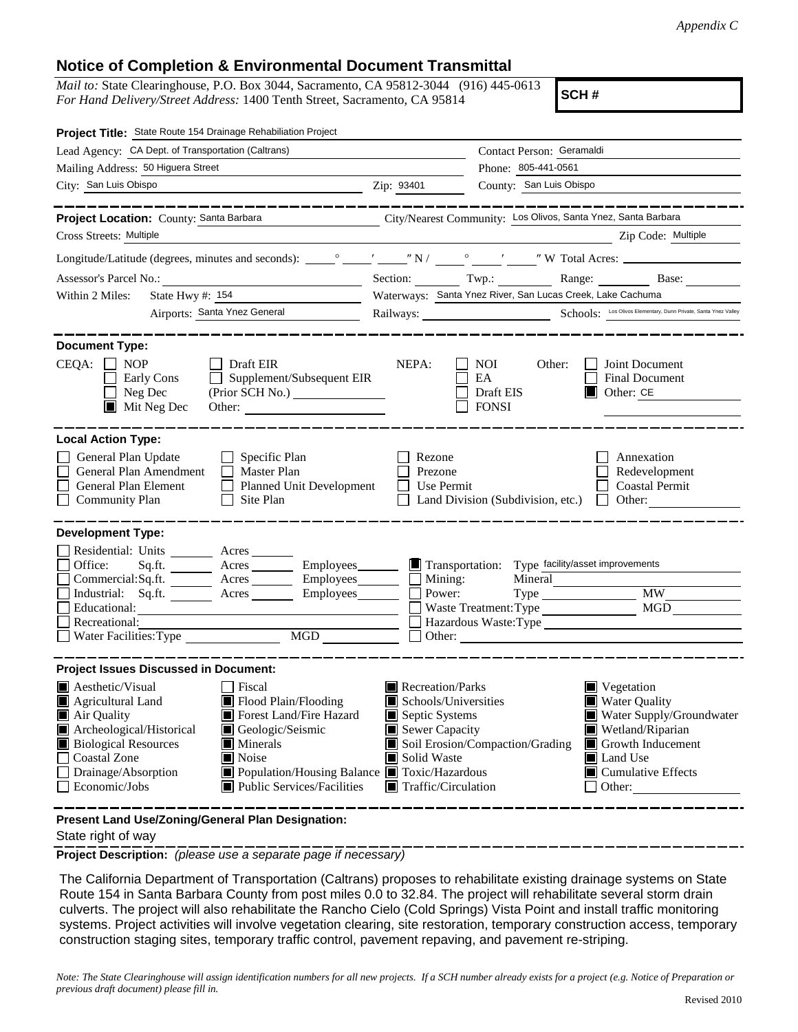*Appendix C*

## Notice of Completion & Environmental Document Transmittal

*Mail to:* State Clearinghouse, P.O. Box 3044, Sacramento, CA 95812-3044 (916) 445-0613
*For Hand Delivery/Street Address:* 1400 Tenth Street, Sacramento, CA 95814

**SCH #**

**Project Title:** State Route 154 Drainage Rehabiliation Project

Lead Agency: CA Dept. of Transportation (Caltrans)
Contact Person: Geramaldi
Mailing Address: 50 Higuera Street
Phone: 805-441-0561
City: San Luis Obispo
Zip: 93401
County: San Luis Obispo

**Project Location:** County: Santa Barbara
City/Nearest Community: Los Olivos, Santa Ynez, Santa Barbara
Cross Streets: Multiple
Zip Code: Multiple

Longitude/Latitude (degrees, minutes and seconds): ___° ___′ ___″ N / ___° ___′ ___″ W Total Acres: ______

Assessor's Parcel No.: ______ Section: ______ Twp.: ______ Range: ______ Base: ______

Within 2 Miles: State Hwy #: 154
Waterways: Santa Ynez River, San Lucas Creek, Lake Cachuma
Airports: Santa Ynez General
Railways: ______
Schools: Los Olivos Elementary, Dunn Private, Santa Ynez Valley

**Document Type:**

CEQA:
- [ ] NOP
- [ ] Early Cons
- [ ] Neg Dec
- [x] Mit Neg Dec
- [ ] Draft EIR
- [ ] Supplement/Subsequent EIR (Prior SCH No.) ______
- Other: ______

NEPA:
- [ ] NOI
- [ ] EA
- [ ] Draft EIS
- [ ] FONSI

Other:
- [ ] Joint Document
- [ ] Final Document
- [x] Other: CE

**Local Action Type:**

- [ ] General Plan Update
- [ ] General Plan Amendment
- [ ] General Plan Element
- [ ] Community Plan
- [ ] Specific Plan
- [ ] Master Plan
- [ ] Planned Unit Development
- [ ] Site Plan
- [ ] Rezone
- [ ] Prezone
- [ ] Use Permit
- [ ] Land Division (Subdivision, etc.)
- [ ] Annexation
- [ ] Redevelopment
- [ ] Coastal Permit
- [ ] Other: ______

**Development Type:**

- [ ] Residential: Units ______ Acres ______
- [ ] Office: Sq.ft. ______ Acres ______ Employees ______
- [ ] Commercial: Sq.ft. ______ Acres ______ Employees ______
- [ ] Industrial: Sq.ft. ______ Acres ______ Employees ______
- [ ] Educational: ______
- [ ] Recreational: ______
- [ ] Water Facilities: Type ______ MGD ______
- [x] Transportation: Type facility/asset improvements
- [ ] Mining: Mineral ______
- [ ] Power: Type ______ MW ______
- [ ] Waste Treatment: Type ______ MGD ______
- [ ] Hazardous Waste: Type ______
- [ ] Other: ______

**Project Issues Discussed in Document:**

- [x] Aesthetic/Visual
- [x] Agricultural Land
- [x] Air Quality
- [x] Archeological/Historical
- [x] Biological Resources
- [ ] Coastal Zone
- [ ] Drainage/Absorption
- [ ] Economic/Jobs
- [ ] Fiscal
- [x] Flood Plain/Flooding
- [x] Forest Land/Fire Hazard
- [x] Geologic/Seismic
- [x] Minerals
- [x] Noise
- [x] Population/Housing Balance
- [x] Public Services/Facilities
- [x] Recreation/Parks
- [x] Schools/Universities
- [x] Septic Systems
- [x] Sewer Capacity
- [x] Soil Erosion/Compaction/Grading
- [x] Solid Waste
- [x] Toxic/Hazardous
- [x] Traffic/Circulation
- [x] Vegetation
- [x] Water Quality
- [x] Water Supply/Groundwater
- [x] Wetland/Riparian
- [x] Growth Inducement
- [x] Land Use
- [x] Cumulative Effects
- [ ] Other: ______

**Present Land Use/Zoning/General Plan Designation:**

State right of way

**Project Description:** *(please use a separate page if necessary)*

The California Department of Transportation (Caltrans) proposes to rehabilitate existing drainage systems on State Route 154 in Santa Barbara County from post miles 0.0 to 32.84. The project will rehabilitate several storm drain culverts. The project will also rehabilitate the Rancho Cielo (Cold Springs) Vista Point and install traffic monitoring systems. Project activities will involve vegetation clearing, site restoration, temporary construction access, temporary construction staging sites, temporary traffic control, pavement repaving, and pavement re-striping.

*Note: The State Clearinghouse will assign identification numbers for all new projects. If a SCH number already exists for a project (e.g. Notice of Preparation or previous draft document) please fill in.*

Revised 2010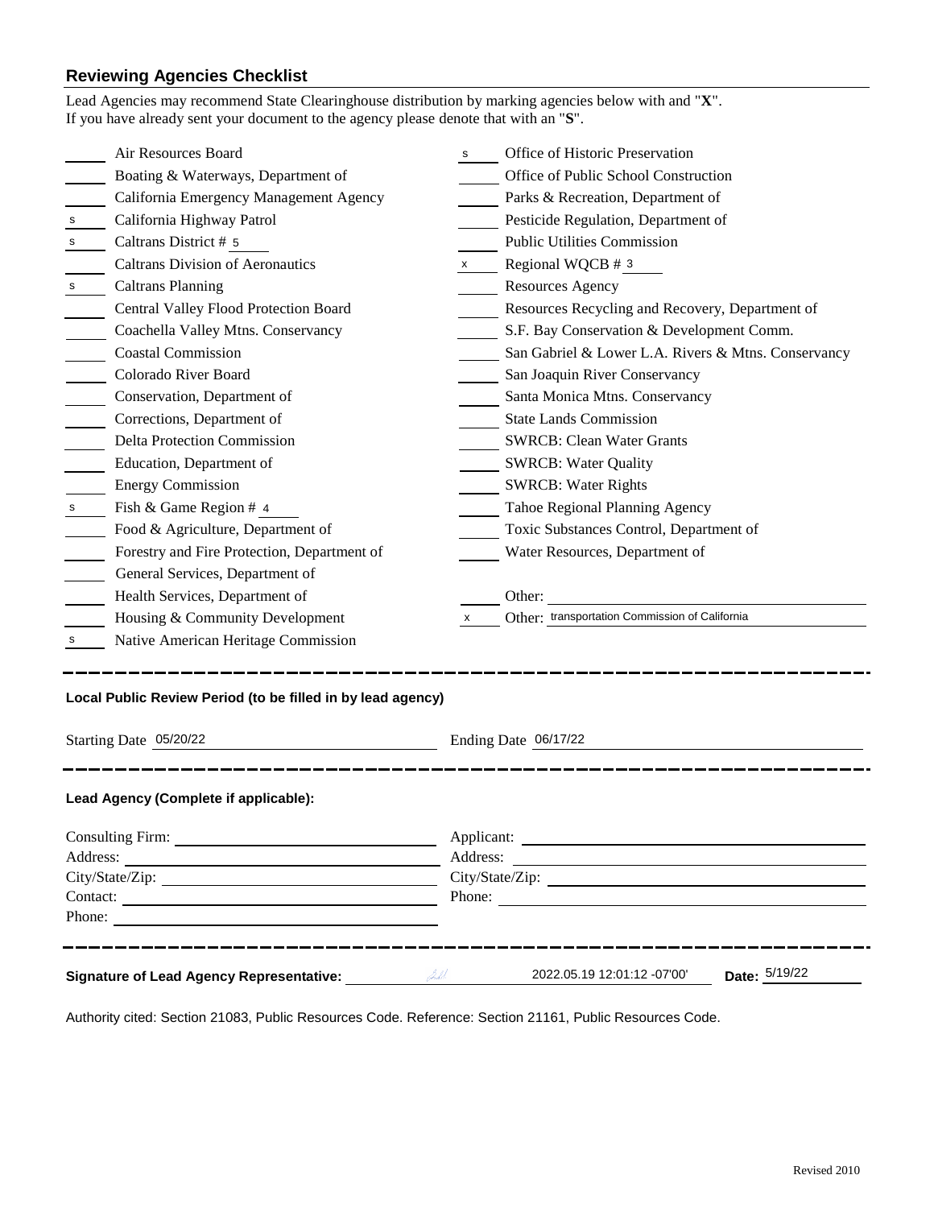## Reviewing Agencies Checklist

Lead Agencies may recommend State Clearinghouse distribution by marking agencies below with and "**X**". If you have already sent your document to the agency please denote that with an "**S**".

| | | | |
|---|---|---|---|
| | Air Resources Board | s | Office of Historic Preservation |
| | Boating & Waterways, Department of | | Office of Public School Construction |
| | California Emergency Management Agency | | Parks & Recreation, Department of |
| s | California Highway Patrol | | Pesticide Regulation, Department of |
| s | Caltrans District # 5 | | Public Utilities Commission |
| | Caltrans Division of Aeronautics | x | Regional WQCB # 3 |
| s | Caltrans Planning | | Resources Agency |
| | Central Valley Flood Protection Board | | Resources Recycling and Recovery, Department of |
| | Coachella Valley Mtns. Conservancy | | S.F. Bay Conservation & Development Comm. |
| | Coastal Commission | | San Gabriel & Lower L.A. Rivers & Mtns. Conservancy |
| | Colorado River Board | | San Joaquin River Conservancy |
| | Conservation, Department of | | Santa Monica Mtns. Conservancy |
| | Corrections, Department of | | State Lands Commission |
| | Delta Protection Commission | | SWRCB: Clean Water Grants |
| | Education, Department of | | SWRCB: Water Quality |
| | Energy Commission | | SWRCB: Water Rights |
| s | Fish & Game Region # 4 | | Tahoe Regional Planning Agency |
| | Food & Agriculture, Department of | | Toxic Substances Control, Department of |
| | Forestry and Fire Protection, Department of | | Water Resources, Department of |
| | General Services, Department of | | |
| | Health Services, Department of | | Other: |
| | Housing & Community Development | x | Other: transportation Commission of California |
| s | Native American Heritage Commission | | |

---

**Local Public Review Period (to be filled in by lead agency)**

Starting Date 05/20/22 Ending Date 06/17/22

---

**Lead Agency (Complete if applicable):**

| | |
|---|---|
| Consulting Firm: | Applicant: |
| Address: | Address: |
| City/State/Zip: | City/State/Zip: |
| Contact: | Phone: |
| Phone: | |

---

**Signature of Lead Agency Representative:** 2022.05.19 12:01:12 -07'00' **Date:** 5/19/22

Authority cited: Section 21083, Public Resources Code. Reference: Section 21161, Public Resources Code.

Revised 2010